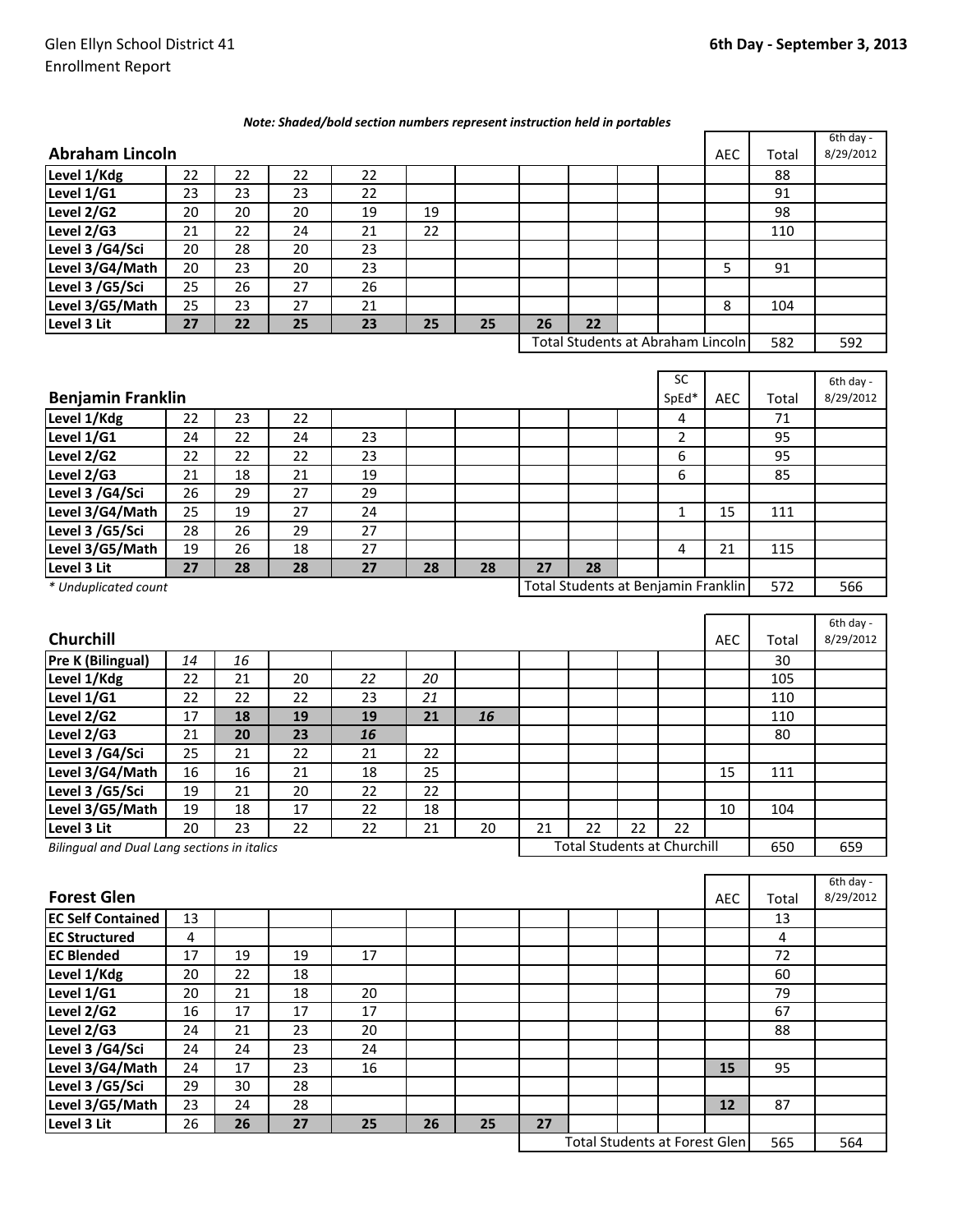Glen Ellyn School District 41
Enrollment Report

**6th Day - September 3, 2013**

***Note: Shaded/bold section numbers represent instruction held in portables***

## Abraham Lincoln

| Abraham Lincoln | | | | | | | | | | | AEC | Total | 6th day - 8/29/2012 |
|---|---|---|---|---|---|---|---|---|---|---|---|---|---|
| **Level 1/Kdg** | 22 | 22 | 22 | 22 | | | | | | | | 88 | |
| **Level 1/G1** | 23 | 23 | 23 | 22 | | | | | | | | 91 | |
| **Level 2/G2** | 20 | 20 | 20 | 19 | 19 | | | | | | | 98 | |
| **Level 2/G3** | 21 | 22 | 24 | 21 | 22 | | | | | | | 110 | |
| **Level 3 /G4/Sci** | 20 | 28 | 20 | 23 | | | | | | | | | |
| **Level 3/G4/Math** | 20 | 23 | 20 | 23 | | | | | | | 5 | 91 | |
| **Level 3 /G5/Sci** | 25 | 26 | 27 | 26 | | | | | | | | | |
| **Level 3/G5/Math** | 25 | 23 | 27 | 21 | | | | | | | 8 | 104 | |
| **Level 3 Lit** | **27** | **22** | **25** | **23** | **25** | **25** | **26** | **22** | | | | | |
| | | | | | | | Total Students at Abraham Lincoln | | | | | 582 | 592 |

## Benjamin Franklin

| Benjamin Franklin | | | | | | | | | | SC SpEd* | AEC | Total | 6th day - 8/29/2012 |
|---|---|---|---|---|---|---|---|---|---|---|---|---|---|
| **Level 1/Kdg** | 22 | 23 | 22 | | | | | | | 4 | | 71 | |
| **Level 1/G1** | 24 | 22 | 24 | 23 | | | | | | 2 | | 95 | |
| **Level 2/G2** | 22 | 22 | 22 | 23 | | | | | | 6 | | 95 | |
| **Level 2/G3** | 21 | 18 | 21 | 19 | | | | | | 6 | | 85 | |
| **Level 3 /G4/Sci** | 26 | 29 | 27 | 29 | | | | | | | | | |
| **Level 3/G4/Math** | 25 | 19 | 27 | 24 | | | | | | 1 | 15 | 111 | |
| **Level 3 /G5/Sci** | 28 | 26 | 29 | 27 | | | | | | | | | |
| **Level 3/G5/Math** | 19 | 26 | 18 | 27 | | | | | | 4 | 21 | 115 | |
| **Level 3 Lit** | **27** | **28** | **28** | **27** | **28** | **28** | **27** | **28** | | | | | |
| *\* Unduplicated count* | | | | | | | Total Students at Benjamin Franklin | | | | | 572 | 566 |

## Churchill

| Churchill | | | | | | | | | | | AEC | Total | 6th day - 8/29/2012 |
|---|---|---|---|---|---|---|---|---|---|---|---|---|---|
| **Pre K (Bilingual)** | *14* | *16* | | | | | | | | | | 30 | |
| **Level 1/Kdg** | 22 | 21 | 20 | *22* | *20* | | | | | | | 105 | |
| **Level 1/G1** | 22 | 22 | 22 | 23 | *21* | | | | | | | 110 | |
| **Level 2/G2** | 17 | **18** | **19** | **19** | **21** | ***16*** | | | | | | 110 | |
| **Level 2/G3** | 21 | **20** | **23** | ***16*** | | | | | | | | 80 | |
| **Level 3 /G4/Sci** | 25 | 21 | 22 | 21 | 22 | | | | | | | | |
| **Level 3/G4/Math** | 16 | 16 | 21 | 18 | 25 | | | | | | 15 | 111 | |
| **Level 3 /G5/Sci** | 19 | 21 | 20 | 22 | 22 | | | | | | | | |
| **Level 3/G5/Math** | 19 | 18 | 17 | 22 | 18 | | | | | | 10 | 104 | |
| **Level 3 Lit** | 20 | 23 | 22 | 22 | 21 | 20 | 21 | 22 | 22 | 22 | | | |
| *Bilingual and Dual Lang sections in italics* | | | | | | | Total Students at Churchill | | | | | 650 | 659 |

## Forest Glen

| Forest Glen | | | | | | | | | | | AEC | Total | 6th day - 8/29/2012 |
|---|---|---|---|---|---|---|---|---|---|---|---|---|---|
| **EC Self Contained** | 13 | | | | | | | | | | | 13 | |
| **EC Structured** | 4 | | | | | | | | | | | 4 | |
| **EC Blended** | 17 | 19 | 19 | 17 | | | | | | | | 72 | |
| **Level 1/Kdg** | 20 | 22 | 18 | | | | | | | | | 60 | |
| **Level 1/G1** | 20 | 21 | 18 | 20 | | | | | | | | 79 | |
| **Level 2/G2** | 16 | 17 | 17 | 17 | | | | | | | | 67 | |
| **Level 2/G3** | 24 | 21 | 23 | 20 | | | | | | | | 88 | |
| **Level 3 /G4/Sci** | 24 | 24 | 23 | 24 | | | | | | | | | |
| **Level 3/G4/Math** | 24 | 17 | 23 | 16 | | | | | | | **15** | 95 | |
| **Level 3 /G5/Sci** | 29 | 30 | 28 | | | | | | | | | | |
| **Level 3/G5/Math** | 23 | 24 | 28 | | | | | | | | **12** | 87 | |
| **Level 3 Lit** | 26 | **26** | **27** | **25** | **26** | **25** | **27** | | | | | | |
| | | | | | | | Total Students at Forest Glen | | | | | 565 | 564 |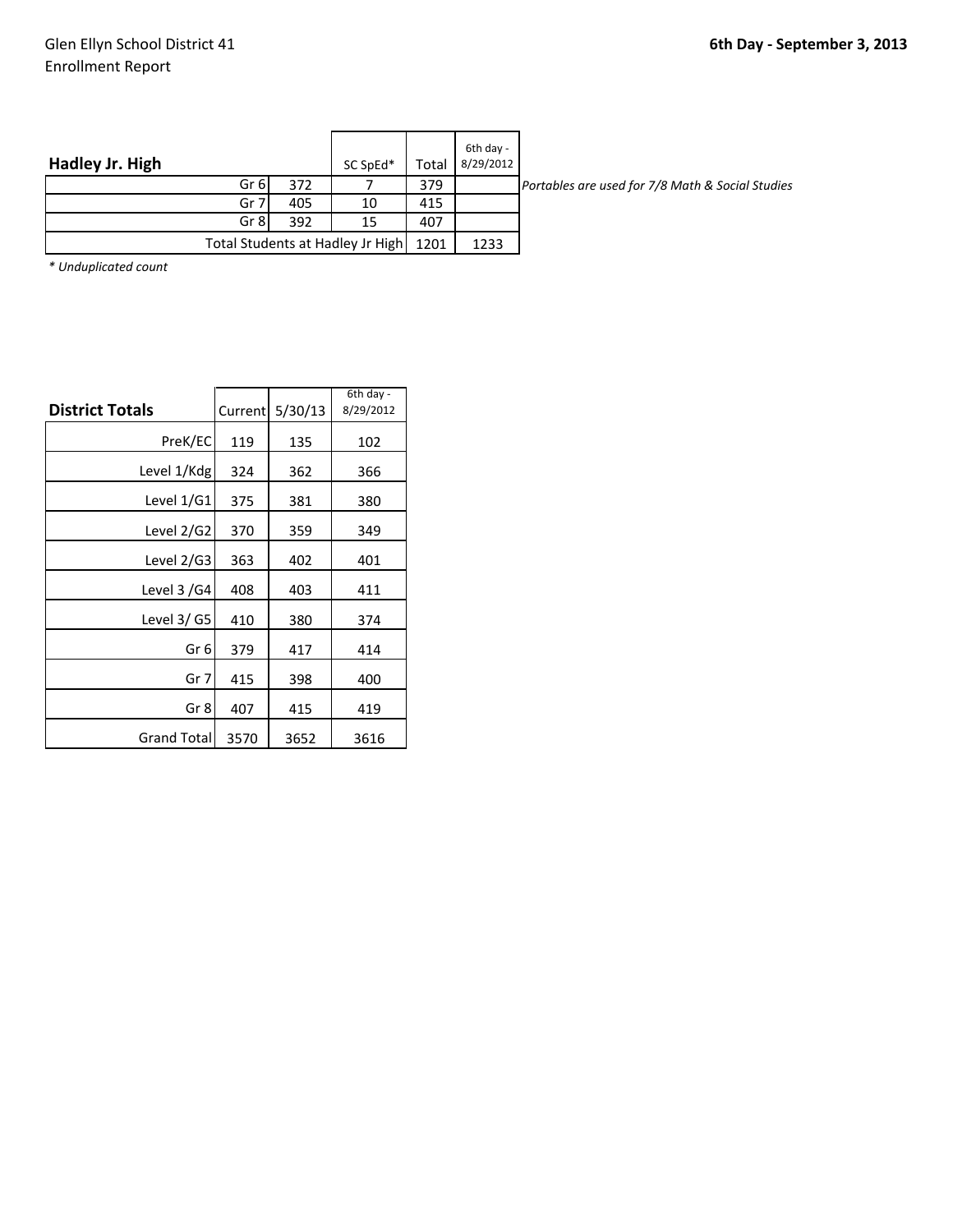Glen Ellyn School District 41

Enrollment Report

**6th Day - September 3, 2013**

| **Hadley Jr. High** | | SC SpEd* | Total | 6th day - 8/29/2012 |
|---|---|---|---|---|
| Gr 6 | 372 | 7 | 379 | |
| Gr 7 | 405 | 10 | 415 | |
| Gr 8 | 392 | 15 | 407 | |
| Total Students at Hadley Jr High | | | 1201 | 1233 |

*Portables are used for 7/8 Math & Social Studies*

*\* Unduplicated count*

| **District Totals** | Current | 5/30/13 | 6th day - 8/29/2012 |
|---|---|---|---|
| PreK/EC | 119 | 135 | 102 |
| Level 1/Kdg | 324 | 362 | 366 |
| Level 1/G1 | 375 | 381 | 380 |
| Level 2/G2 | 370 | 359 | 349 |
| Level 2/G3 | 363 | 402 | 401 |
| Level 3 /G4 | 408 | 403 | 411 |
| Level 3/ G5 | 410 | 380 | 374 |
| Gr 6 | 379 | 417 | 414 |
| Gr 7 | 415 | 398 | 400 |
| Gr 8 | 407 | 415 | 419 |
| Grand Total | 3570 | 3652 | 3616 |